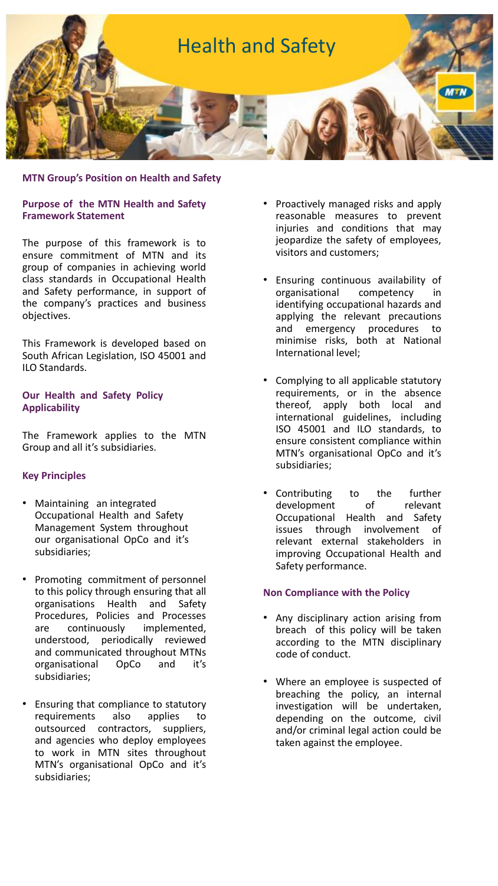# Health and Safety

**MTN Group's Position on Health and Safety**

**Purpose of the MTN Health and Safety Framework Statement**

The purpose of this framework is to ensure commitment of MTN and its group of companies in achieving world class standards in Occupational Health and Safety performance, in support of the company's practices and business objectives.

This Framework is developed based on South African Legislation, ISO 45001 and ILO Standards.

**Our Health and Safety Policy Applicability**

The Framework applies to the MTN Group and all it's subsidiaries.

**Key Principles**

- Maintaining an integrated Occupational Health and Safety Management System throughout our organisational OpCo and it's subsidiaries;
- Promoting commitment of personnel to this policy through ensuring that all organisations Health and Safety Procedures, Policies and Processes are continuously implemented, understood, periodically reviewed and communicated throughout MTNs organisational OpCo and it's subsidiaries;
- Ensuring that compliance to statutory requirements also applies to outsourced contractors, suppliers, and agencies who deploy employees to work in MTN sites throughout MTN's organisational OpCo and it's subsidiaries;
- Proactively managed risks and apply reasonable measures to prevent injuries and conditions that may jeopardize the safety of employees, visitors and customers;
- Ensuring continuous availability of organisational competency in identifying occupational hazards and applying the relevant precautions and emergency procedures to minimise risks, both at National International level;
- Complying to all applicable statutory requirements, or in the absence thereof, apply both local and international guidelines, including ISO 45001 and ILO standards, to ensure consistent compliance within MTN's organisational OpCo and it's subsidiaries;
- Contributing to the further development of relevant Occupational Health and Safety issues through involvement of relevant external stakeholders in improving Occupational Health and Safety performance.

**Non Compliance with the Policy**

- Any disciplinary action arising from breach of this policy will be taken according to the MTN disciplinary code of conduct.
- Where an employee is suspected of breaching the policy, an internal investigation will be undertaken, depending on the outcome, civil and/or criminal legal action could be taken against the employee.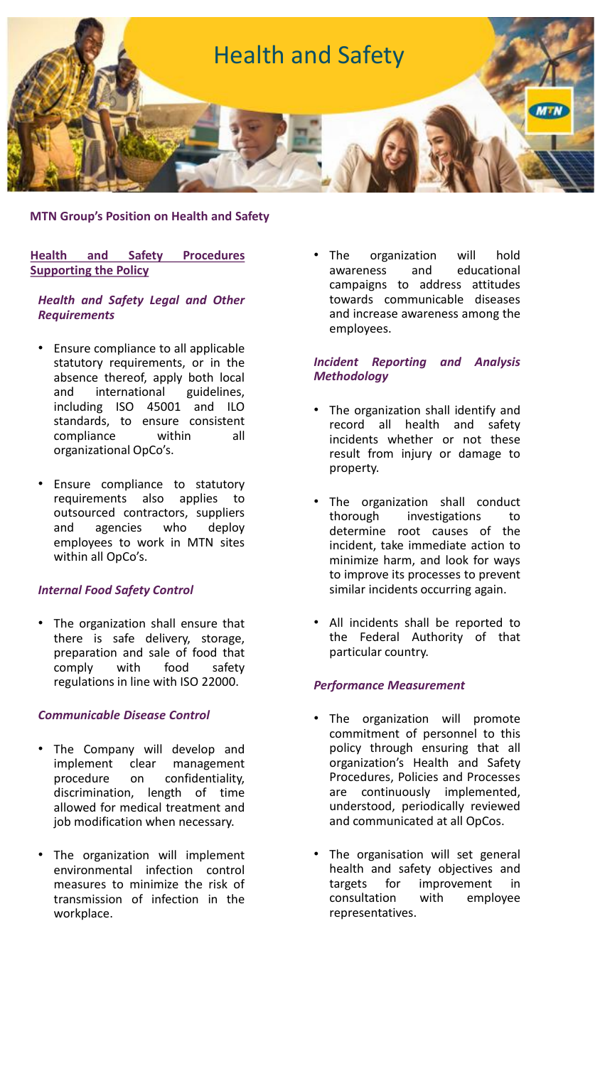# Health and Safety

**MTN Group's Position on Health and Safety**

**Health and Safety Procedures Supporting the Policy**

***Health and Safety Legal and Other Requirements***

- Ensure compliance to all applicable statutory requirements, or in the absence thereof, apply both local and international guidelines, including ISO 45001 and ILO standards, to ensure consistent compliance within all organizational OpCo's.
- Ensure compliance to statutory requirements also applies to outsourced contractors, suppliers and agencies who deploy employees to work in MTN sites within all OpCo's.

***Internal Food Safety Control***

- The organization shall ensure that there is safe delivery, storage, preparation and sale of food that comply with food safety regulations in line with ISO 22000.

***Communicable Disease Control***

- The Company will develop and implement clear management procedure on confidentiality, discrimination, length of time allowed for medical treatment and job modification when necessary.
- The organization will implement environmental infection control measures to minimize the risk of transmission of infection in the workplace.
- The organization will hold awareness and educational campaigns to address attitudes towards communicable diseases and increase awareness among the employees.

***Incident Reporting and Analysis Methodology***

- The organization shall identify and record all health and safety incidents whether or not these result from injury or damage to property.
- The organization shall conduct thorough investigations to determine root causes of the incident, take immediate action to minimize harm, and look for ways to improve its processes to prevent similar incidents occurring again.
- All incidents shall be reported to the Federal Authority of that particular country.

***Performance Measurement***

- The organization will promote commitment of personnel to this policy through ensuring that all organization's Health and Safety Procedures, Policies and Processes are continuously implemented, understood, periodically reviewed and communicated at all OpCos.
- The organisation will set general health and safety objectives and targets for improvement in consultation with employee representatives.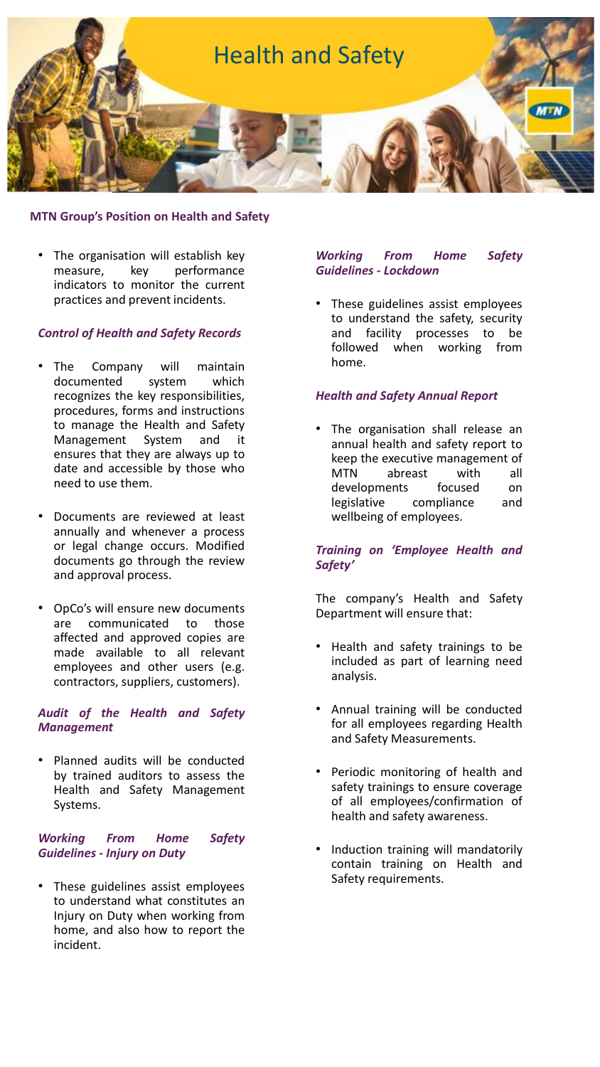# Health and Safety

## MTN Group's Position on Health and Safety

- The organisation will establish key measure, key performance indicators to monitor the current practices and prevent incidents.

### *Control of Health and Safety Records*

- The Company will maintain documented system which recognizes the key responsibilities, procedures, forms and instructions to manage the Health and Safety Management System and it ensures that they are always up to date and accessible by those who need to use them.
- Documents are reviewed at least annually and whenever a process or legal change occurs. Modified documents go through the review and approval process.
- OpCo's will ensure new documents are communicated to those affected and approved copies are made available to all relevant employees and other users (e.g. contractors, suppliers, customers).

### *Audit of the Health and Safety Management*

- Planned audits will be conducted by trained auditors to assess the Health and Safety Management Systems.

### *Working From Home Safety Guidelines - Injury on Duty*

- These guidelines assist employees to understand what constitutes an Injury on Duty when working from home, and also how to report the incident.

### *Working From Home Safety Guidelines - Lockdown*

- These guidelines assist employees to understand the safety, security and facility processes to be followed when working from home.

### *Health and Safety Annual Report*

- The organisation shall release an annual health and safety report to keep the executive management of MTN abreast with all developments focused on legislative compliance and wellbeing of employees.

### *Training on 'Employee Health and Safety'*

The company's Health and Safety Department will ensure that:

- Health and safety trainings to be included as part of learning need analysis.
- Annual training will be conducted for all employees regarding Health and Safety Measurements.
- Periodic monitoring of health and safety trainings to ensure coverage of all employees/confirmation of health and safety awareness.
- Induction training will mandatorily contain training on Health and Safety requirements.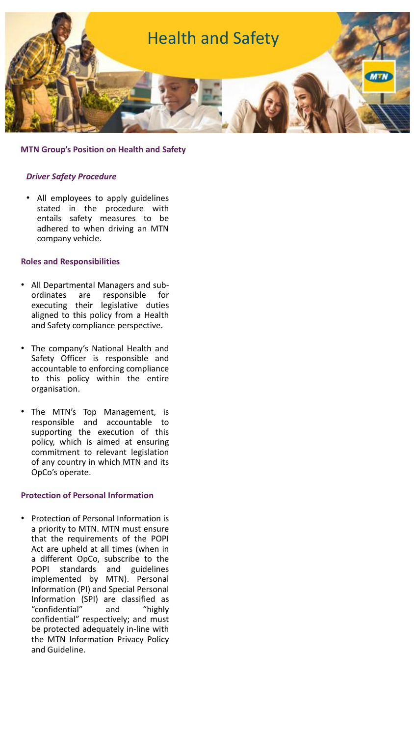# Health and Safety

## MTN Group's Position on Health and Safety

### *Driver Safety Procedure*

- All employees to apply guidelines stated in the procedure with entails safety measures to be adhered to when driving an MTN company vehicle.

## Roles and Responsibilities

- All Departmental Managers and sub-ordinates are responsible for executing their legislative duties aligned to this policy from a Health and Safety compliance perspective.
- The company's National Health and Safety Officer is responsible and accountable to enforcing compliance to this policy within the entire organisation.
- The MTN's Top Management, is responsible and accountable to supporting the execution of this policy, which is aimed at ensuring commitment to relevant legislation of any country in which MTN and its OpCo's operate.

## Protection of Personal Information

- Protection of Personal Information is a priority to MTN. MTN must ensure that the requirements of the POPI Act are upheld at all times (when in a different OpCo, subscribe to the POPI standards and guidelines implemented by MTN). Personal Information (PI) and Special Personal Information (SPI) are classified as "confidential" and "highly confidential" respectively; and must be protected adequately in-line with the MTN Information Privacy Policy and Guideline.